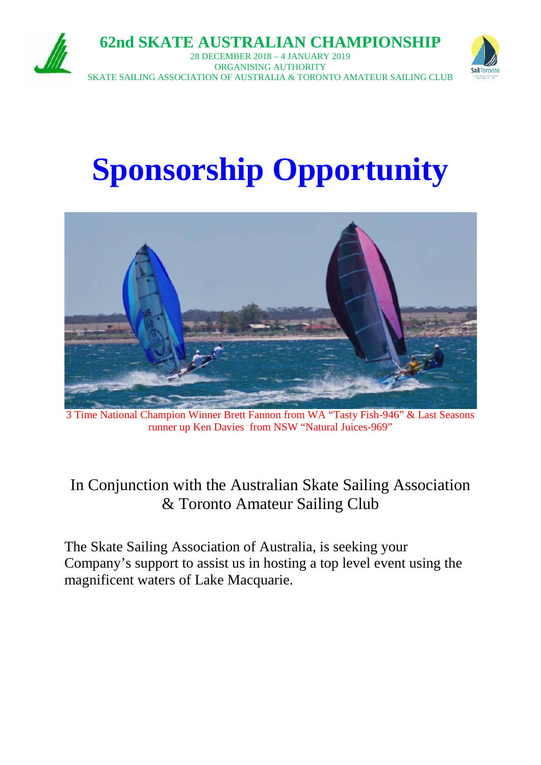# 62nd SKATE AUSTRALIAN CHAMPIONSHIP

28 DECEMBER 2018 – 4 JANUARY 2019

ORGANISING AUTHORITY

SKATE SAILING ASSOCIATION OF AUSTRALIA & TORONTO AMATEUR SAILING CLUB

# Sponsorship Opportunity

3 Time National Champion Winner Brett Fannon from WA "Tasty Fish-946" & Last Seasons runner up Ken Davies from NSW "Natural Juices-969"

In Conjunction with the Australian Skate Sailing Association & Toronto Amateur Sailing Club

The Skate Sailing Association of Australia, is seeking your Company's support to assist us in hosting a top level event using the magnificent waters of Lake Macquarie.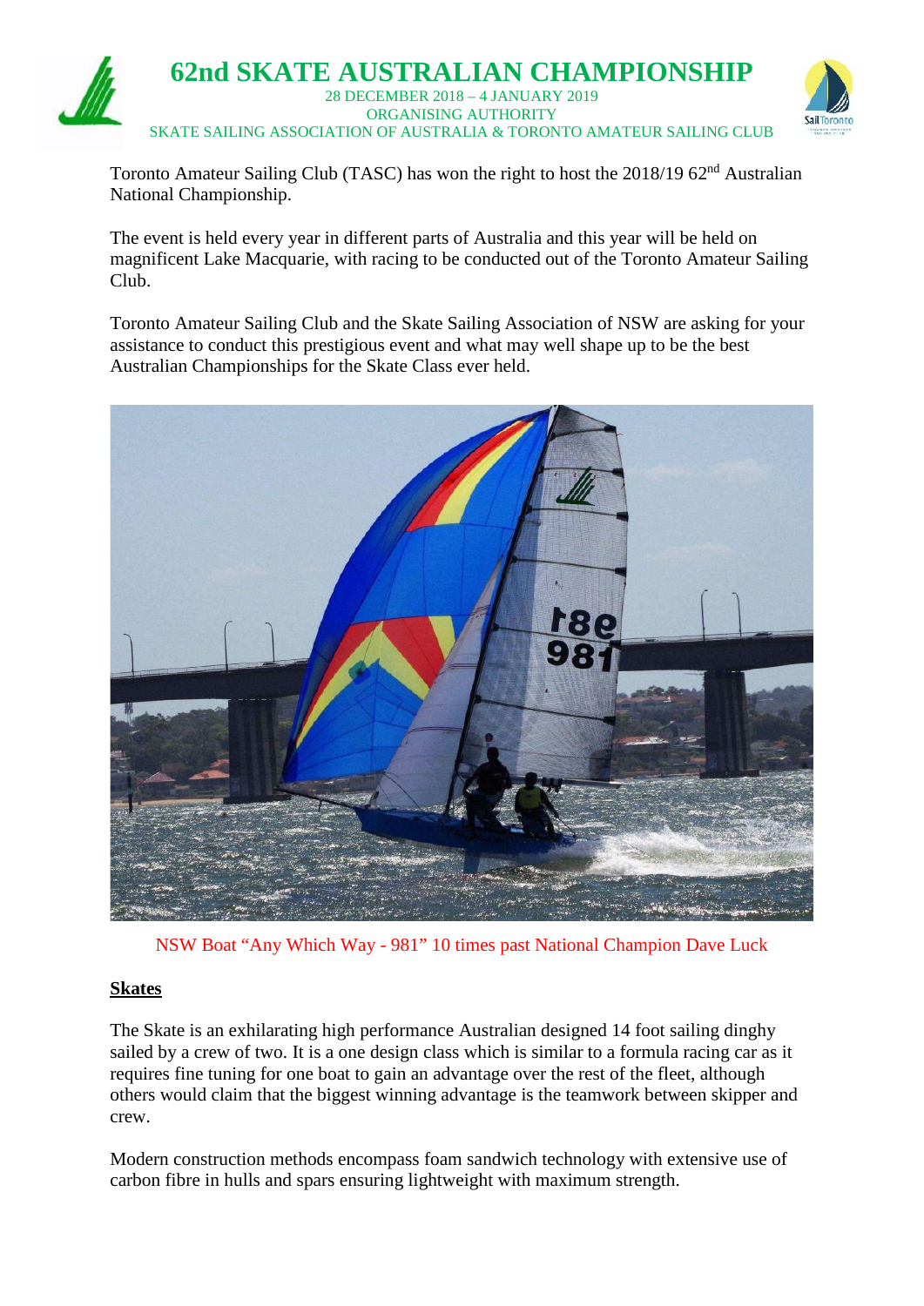# 62nd SKATE AUSTRALIAN CHAMPIONSHIP

28 DECEMBER 2018 – 4 JANUARY 2019
ORGANISING AUTHORITY
SKATE SAILING ASSOCIATION OF AUSTRALIA & TORONTO AMATEUR SAILING CLUB

Toronto Amateur Sailing Club (TASC) has won the right to host the 2018/19 62nd Australian National Championship.

The event is held every year in different parts of Australia and this year will be held on magnificent Lake Macquarie, with racing to be conducted out of the Toronto Amateur Sailing Club.

Toronto Amateur Sailing Club and the Skate Sailing Association of NSW are asking for your assistance to conduct this prestigious event and what may well shape up to be the best Australian Championships for the Skate Class ever held.

NSW Boat "Any Which Way - 981" 10 times past National Champion Dave Luck

**Skates**

The Skate is an exhilarating high performance Australian designed 14 foot sailing dinghy sailed by a crew of two. It is a one design class which is similar to a formula racing car as it requires fine tuning for one boat to gain an advantage over the rest of the fleet, although others would claim that the biggest winning advantage is the teamwork between skipper and crew.

Modern construction methods encompass foam sandwich technology with extensive use of carbon fibre in hulls and spars ensuring lightweight with maximum strength.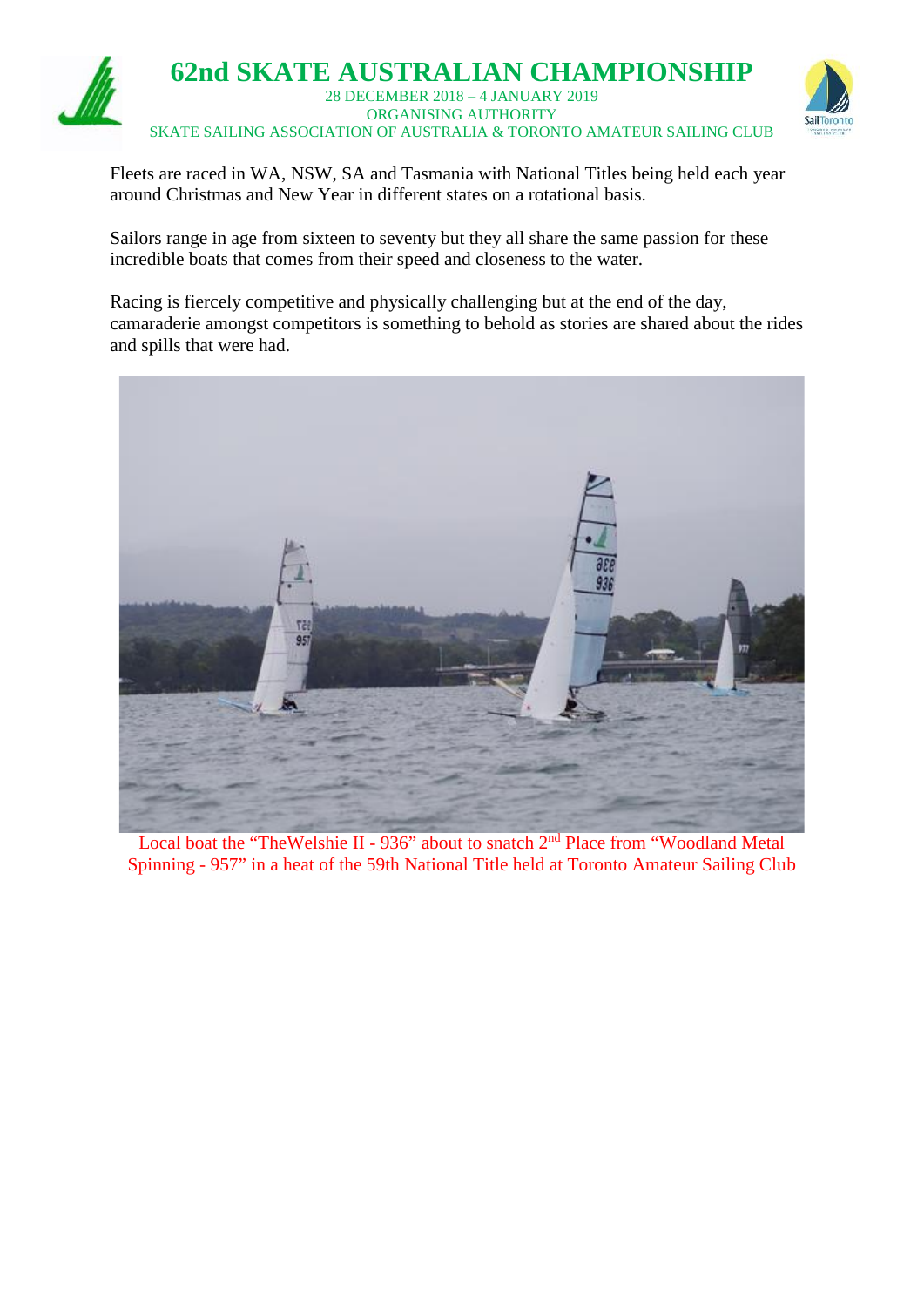Fleets are raced in WA, NSW, SA and Tasmania with National Titles being held each year around Christmas and New Year in different states on a rotational basis.

Sailors range in age from sixteen to seventy but they all share the same passion for these incredible boats that comes from their speed and closeness to the water.

Racing is fiercely competitive and physically challenging but at the end of the day, camaraderie amongst competitors is something to behold as stories are shared about the rides and spills that were had.

Local boat the “TheWelshie II - 936” about to snatch 2nd Place from “Woodland Metal Spinning - 957” in a heat of the 59th National Title held at Toronto Amateur Sailing Club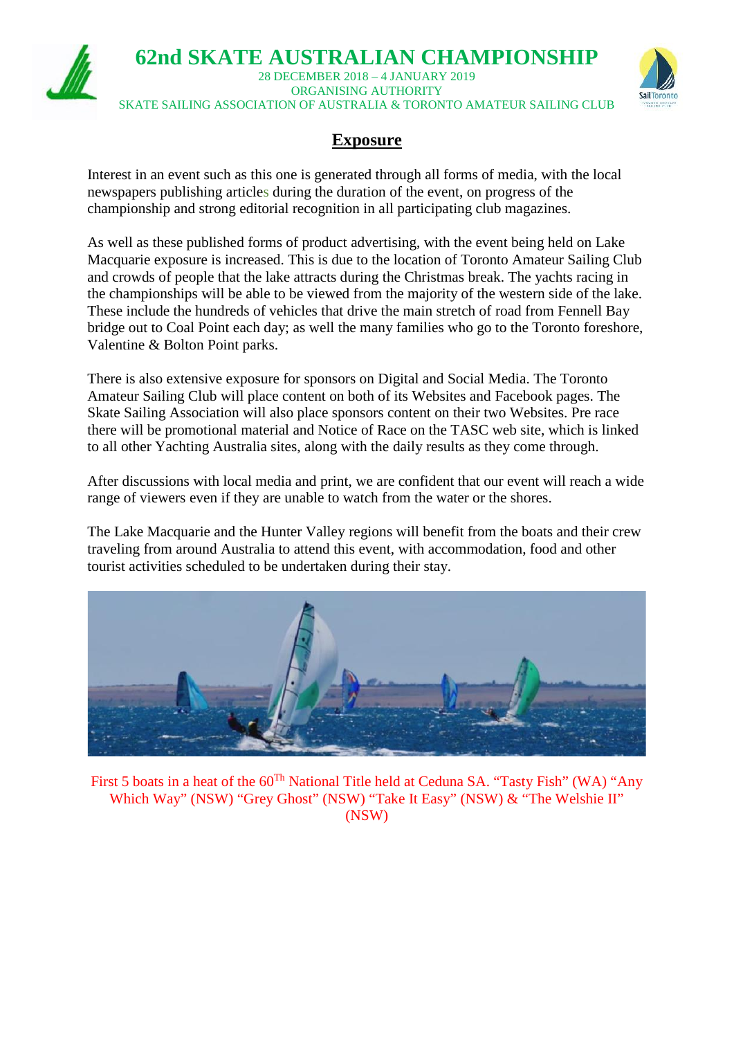# 62nd SKATE AUSTRALIAN CHAMPIONSHIP

28 DECEMBER 2018 – 4 JANUARY 2019
ORGANISING AUTHORITY
SKATE SAILING ASSOCIATION OF AUSTRALIA & TORONTO AMATEUR SAILING CLUB

## Exposure

Interest in an event such as this one is generated through all forms of media, with the local newspapers publishing articles during the duration of the event, on progress of the championship and strong editorial recognition in all participating club magazines.

As well as these published forms of product advertising, with the event being held on Lake Macquarie exposure is increased. This is due to the location of Toronto Amateur Sailing Club and crowds of people that the lake attracts during the Christmas break. The yachts racing in the championships will be able to be viewed from the majority of the western side of the lake. These include the hundreds of vehicles that drive the main stretch of road from Fennell Bay bridge out to Coal Point each day; as well the many families who go to the Toronto foreshore, Valentine & Bolton Point parks.

There is also extensive exposure for sponsors on Digital and Social Media. The Toronto Amateur Sailing Club will place content on both of its Websites and Facebook pages. The Skate Sailing Association will also place sponsors content on their two Websites. Pre race there will be promotional material and Notice of Race on the TASC web site, which is linked to all other Yachting Australia sites, along with the daily results as they come through.

After discussions with local media and print, we are confident that our event will reach a wide range of viewers even if they are unable to watch from the water or the shores.

The Lake Macquarie and the Hunter Valley regions will benefit from the boats and their crew traveling from around Australia to attend this event, with accommodation, food and other tourist activities scheduled to be undertaken during their stay.

First 5 boats in a heat of the 60Th National Title held at Ceduna SA. "Tasty Fish" (WA) "Any Which Way" (NSW) "Grey Ghost" (NSW) "Take It Easy" (NSW) & "The Welshie II" (NSW)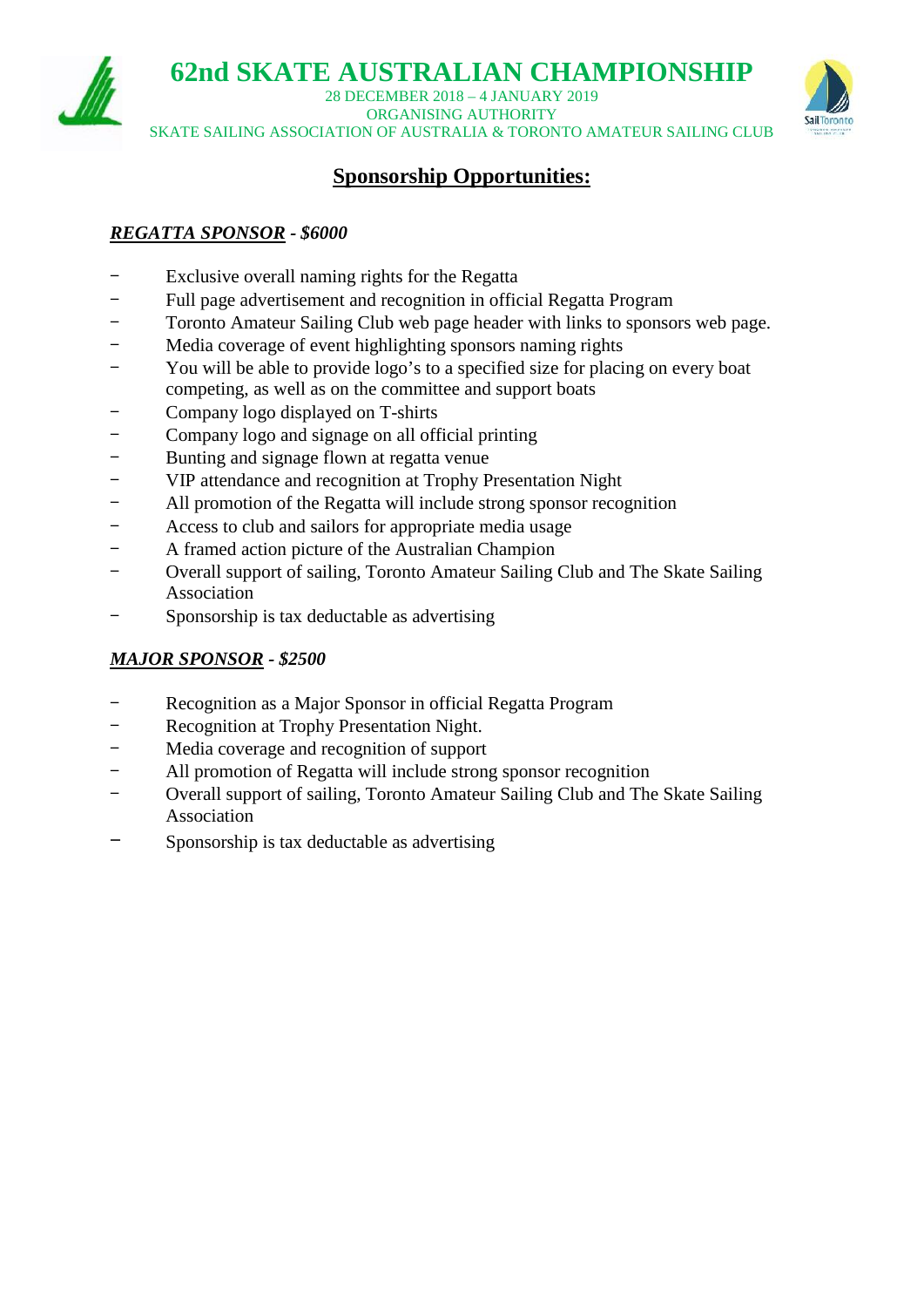# 62nd SKATE AUSTRALIAN CHAMPIONSHIP

28 DECEMBER 2018 – 4 JANUARY 2019
ORGANISING AUTHORITY
SKATE SAILING ASSOCIATION OF AUSTRALIA & TORONTO AMATEUR SAILING CLUB

## Sponsorship Opportunities:

### *REGATTA SPONSOR* - $6000

- Exclusive overall naming rights for the Regatta
- Full page advertisement and recognition in official Regatta Program
- Toronto Amateur Sailing Club web page header with links to sponsors web page.
- Media coverage of event highlighting sponsors naming rights
- You will be able to provide logo's to a specified size for placing on every boat competing, as well as on the committee and support boats
- Company logo displayed on T-shirts
- Company logo and signage on all official printing
- Bunting and signage flown at regatta venue
- VIP attendance and recognition at Trophy Presentation Night
- All promotion of the Regatta will include strong sponsor recognition
- Access to club and sailors for appropriate media usage
- A framed action picture of the Australian Champion
- Overall support of sailing, Toronto Amateur Sailing Club and The Skate Sailing Association
- Sponsorship is tax deductable as advertising

### *MAJOR SPONSOR* - $2500

- Recognition as a Major Sponsor in official Regatta Program
- Recognition at Trophy Presentation Night.
- Media coverage and recognition of support
- All promotion of Regatta will include strong sponsor recognition
- Overall support of sailing, Toronto Amateur Sailing Club and The Skate Sailing Association
- Sponsorship is tax deductable as advertising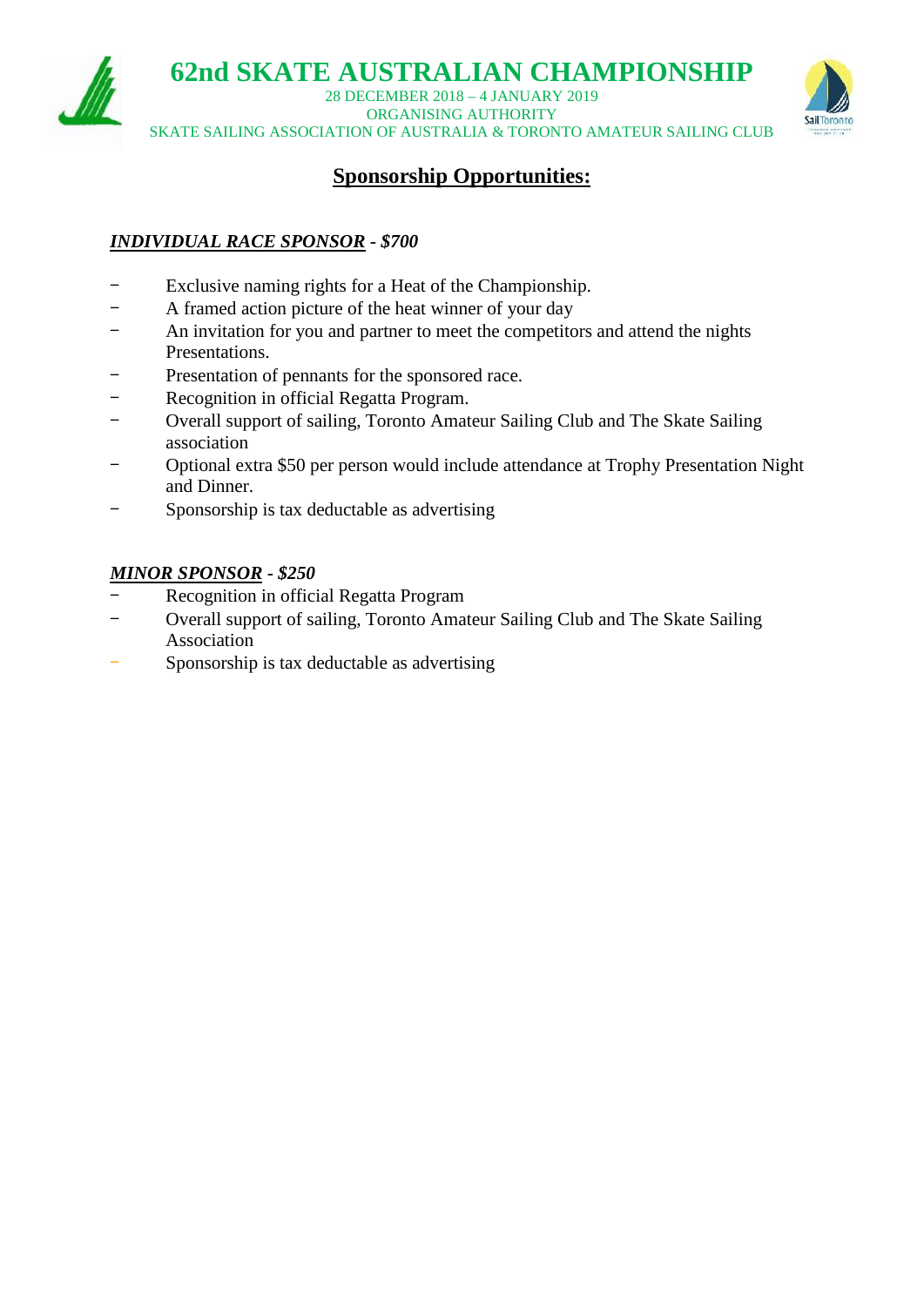# 62nd SKATE AUSTRALIAN CHAMPIONSHIP

28 DECEMBER 2018 – 4 JANUARY 2019
ORGANISING AUTHORITY
SKATE SAILING ASSOCIATION OF AUSTRALIA & TORONTO AMATEUR SAILING CLUB

## Sponsorship Opportunities:

### ***INDIVIDUAL RACE SPONSOR* - $700**

- Exclusive naming rights for a Heat of the Championship.
- A framed action picture of the heat winner of your day
- An invitation for you and partner to meet the competitors and attend the nights Presentations.
- Presentation of pennants for the sponsored race.
- Recognition in official Regatta Program.
- Overall support of sailing, Toronto Amateur Sailing Club and The Skate Sailing association
- Optional extra $50 per person would include attendance at Trophy Presentation Night and Dinner.
- Sponsorship is tax deductable as advertising

### ***MINOR SPONSOR* - $250**

- Recognition in official Regatta Program
- Overall support of sailing, Toronto Amateur Sailing Club and The Skate Sailing Association
- Sponsorship is tax deductable as advertising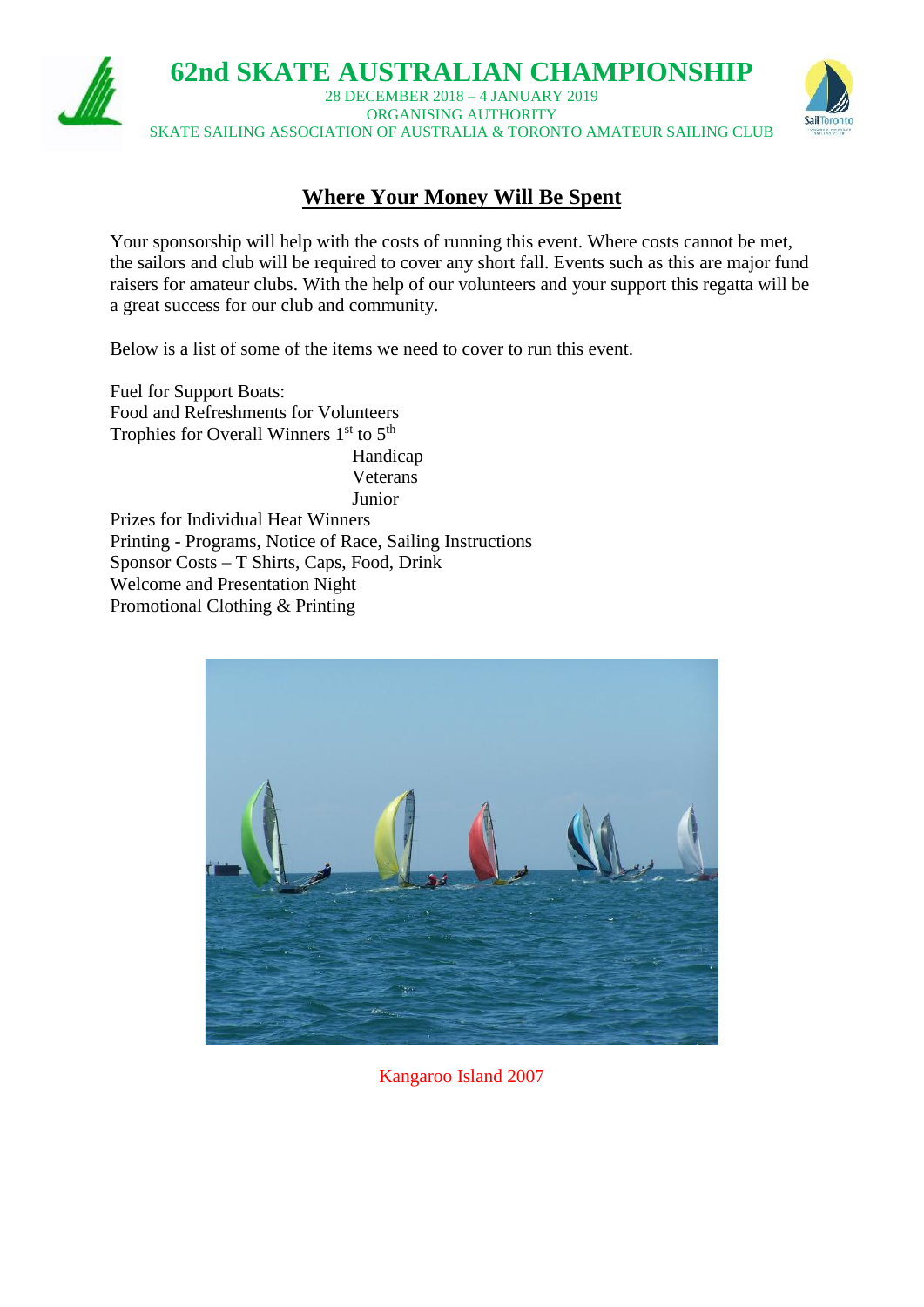# 62nd SKATE AUSTRALIAN CHAMPIONSHIP

28 DECEMBER 2018 – 4 JANUARY 2019

ORGANISING AUTHORITY

SKATE SAILING ASSOCIATION OF AUSTRALIA & TORONTO AMATEUR SAILING CLUB

## Where Your Money Will Be Spent

Your sponsorship will help with the costs of running this event. Where costs cannot be met, the sailors and club will be required to cover any short fall. Events such as this are major fund raisers for amateur clubs. With the help of our volunteers and your support this regatta will be a great success for our club and community.

Below is a list of some of the items we need to cover to run this event.

Fuel for Support Boats:
Food and Refreshments for Volunteers
Trophies for Overall Winners 1st to 5th
    Handicap
    Veterans
    Junior
Prizes for Individual Heat Winners
Printing - Programs, Notice of Race, Sailing Instructions
Sponsor Costs – T Shirts, Caps, Food, Drink
Welcome and Presentation Night
Promotional Clothing & Printing

Kangaroo Island 2007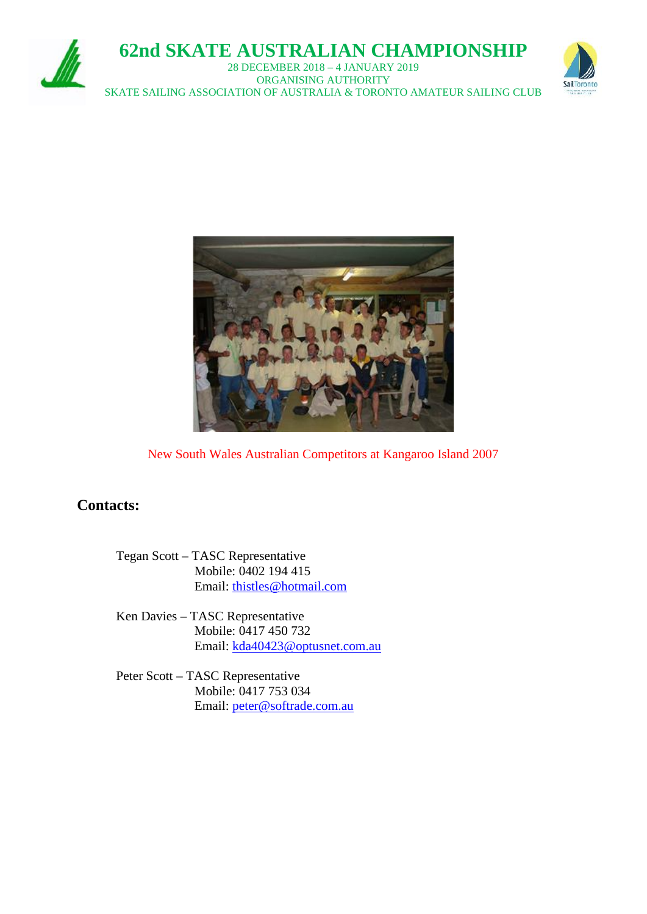New South Wales Australian Competitors at Kangaroo Island 2007

## Contacts:

Tegan Scott – TASC Representative
Mobile: 0402 194 415
Email: thistles@hotmail.com

Ken Davies – TASC Representative
Mobile: 0417 450 732
Email: kda40423@optusnet.com.au

Peter Scott – TASC Representative
Mobile: 0417 753 034
Email: peter@softrade.com.au